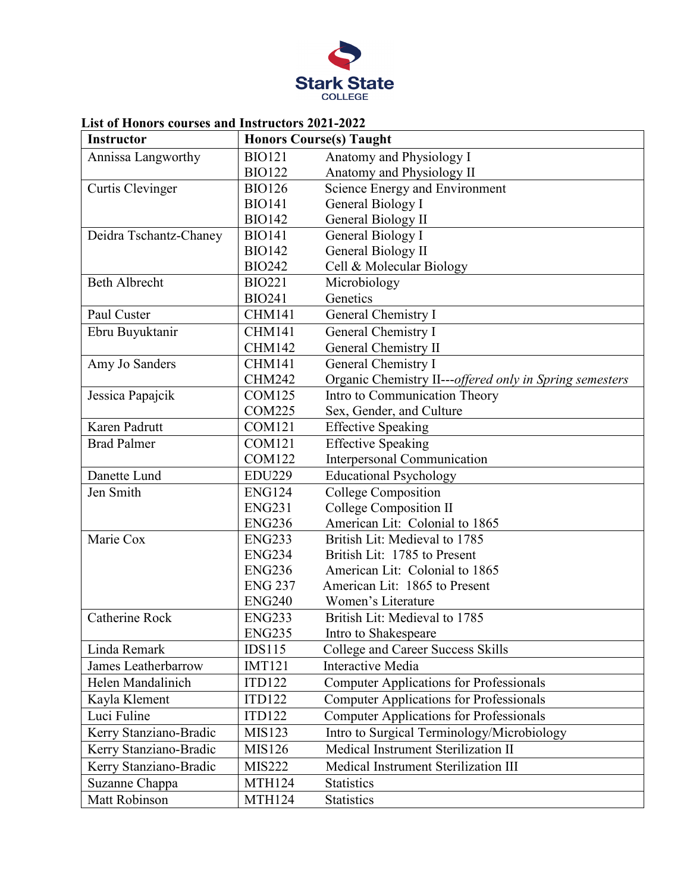Stark State COLLEGE

**List of Honors courses and Instructors 2021-2022**

| Instructor | Honors Course(s) Taught | |
|---|---|---|
| Annissa Langworthy | BIO121 | Anatomy and Physiology I |
| | BIO122 | Anatomy and Physiology II |
| Curtis Clevinger | BIO126 | Science Energy and Environment |
| | BIO141 | General Biology I |
| | BIO142 | General Biology II |
| Deidra Tschantz-Chaney | BIO141 | General Biology I |
| | BIO142 | General Biology II |
| | BIO242 | Cell & Molecular Biology |
| Beth Albrecht | BIO221 | Microbiology |
| | BIO241 | Genetics |
| Paul Custer | CHM141 | General Chemistry I |
| Ebru Buyuktanir | CHM141 | General Chemistry I |
| | CHM142 | General Chemistry II |
| Amy Jo Sanders | CHM141 | General Chemistry I |
| | CHM242 | Organic Chemistry II---*offered only in Spring semesters* |
| Jessica Papajcik | COM125 | Intro to Communication Theory |
| | COM225 | Sex, Gender, and Culture |
| Karen Padrutt | COM121 | Effective Speaking |
| Brad Palmer | COM121 | Effective Speaking |
| | COM122 | Interpersonal Communication |
| Danette Lund | EDU229 | Educational Psychology |
| Jen Smith | ENG124 | College Composition |
| | ENG231 | College Composition II |
| | ENG236 | American Lit: Colonial to 1865 |
| Marie Cox | ENG233 | British Lit: Medieval to 1785 |
| | ENG234 | British Lit: 1785 to Present |
| | ENG236 | American Lit: Colonial to 1865 |
| | ENG 237 | American Lit: 1865 to Present |
| | ENG240 | Women's Literature |
| Catherine Rock | ENG233 | British Lit: Medieval to 1785 |
| | ENG235 | Intro to Shakespeare |
| Linda Remark | IDS115 | College and Career Success Skills |
| James Leatherbarrow | IMT121 | Interactive Media |
| Helen Mandalinich | ITD122 | Computer Applications for Professionals |
| Kayla Klement | ITD122 | Computer Applications for Professionals |
| Luci Fuline | ITD122 | Computer Applications for Professionals |
| Kerry Stanziano-Bradic | MIS123 | Intro to Surgical Terminology/Microbiology |
| Kerry Stanziano-Bradic | MIS126 | Medical Instrument Sterilization II |
| Kerry Stanziano-Bradic | MIS222 | Medical Instrument Sterilization III |
| Suzanne Chappa | MTH124 | Statistics |
| Matt Robinson | MTH124 | Statistics |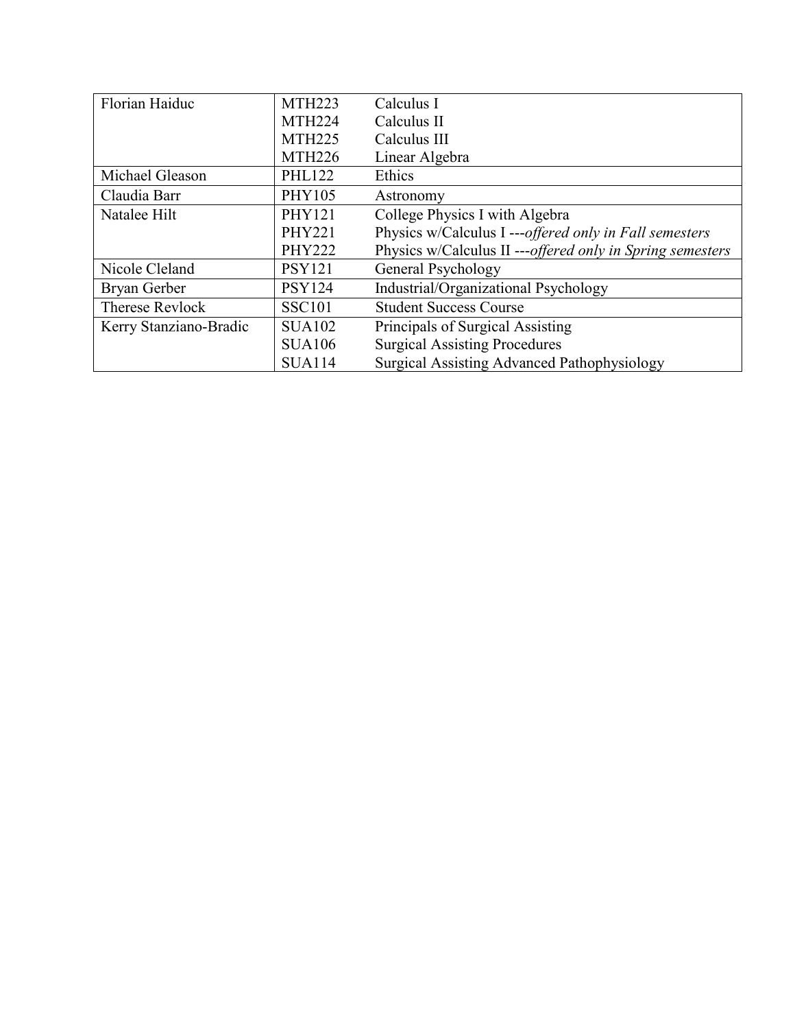| | | |
|---|---|---|
| Florian Haiduc | MTH223 | Calculus I |
| | MTH224 | Calculus II |
| | MTH225 | Calculus III |
| | MTH226 | Linear Algebra |
| Michael Gleason | PHL122 | Ethics |
| Claudia Barr | PHY105 | Astronomy |
| Natalee Hilt | PHY121 | College Physics I with Algebra |
| | PHY221 | Physics w/Calculus I ---*offered only in Fall semesters* |
| | PHY222 | Physics w/Calculus II ---*offered only in Spring semesters* |
| Nicole Cleland | PSY121 | General Psychology |
| Bryan Gerber | PSY124 | Industrial/Organizational Psychology |
| Therese Revlock | SSC101 | Student Success Course |
| Kerry Stanziano-Bradic | SUA102 | Principals of Surgical Assisting |
| | SUA106 | Surgical Assisting Procedures |
| | SUA114 | Surgical Assisting Advanced Pathophysiology |